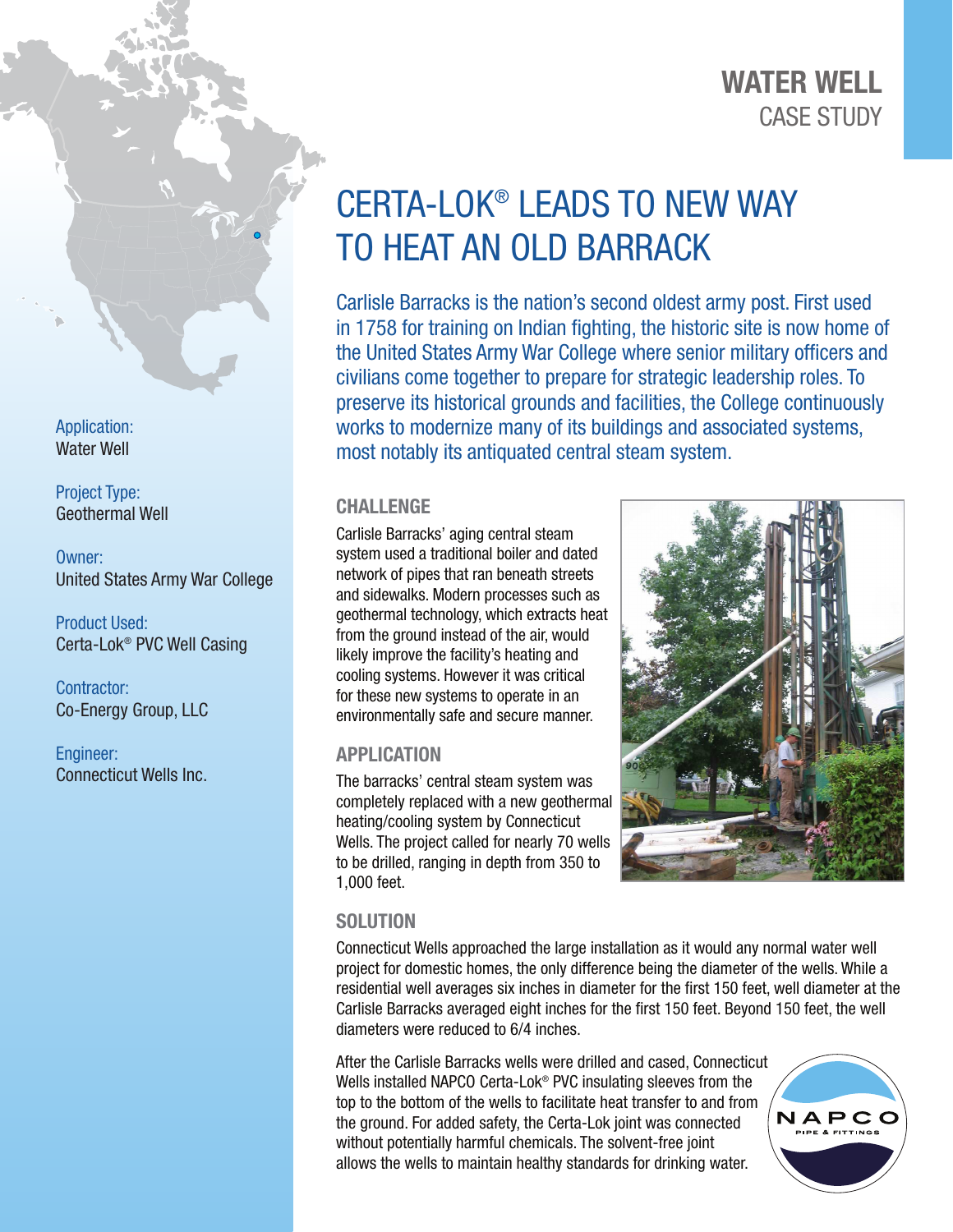**WATER WELL**
CASE STUDY

# CERTA-LOK® LEADS TO NEW WAY TO HEAT AN OLD BARRACK

Carlisle Barracks is the nation's second oldest army post. First used in 1758 for training on Indian fighting, the historic site is now home of the United States Army War College where senior military officers and civilians come together to prepare for strategic leadership roles. To preserve its historical grounds and facilities, the College continuously works to modernize many of its buildings and associated systems, most notably its antiquated central steam system.

Application:
Water Well

Project Type:
Geothermal Well

Owner:
United States Army War College

Product Used:
Certa-Lok® PVC Well Casing

Contractor:
Co-Energy Group, LLC

Engineer:
Connecticut Wells Inc.

## CHALLENGE

Carlisle Barracks' aging central steam system used a traditional boiler and dated network of pipes that ran beneath streets and sidewalks. Modern processes such as geothermal technology, which extracts heat from the ground instead of the air, would likely improve the facility's heating and cooling systems. However it was critical for these new systems to operate in an environmentally safe and secure manner.

## APPLICATION

The barracks' central steam system was completely replaced with a new geothermal heating/cooling system by Connecticut Wells. The project called for nearly 70 wells to be drilled, ranging in depth from 350 to 1,000 feet.

## SOLUTION

Connecticut Wells approached the large installation as it would any normal water well project for domestic homes, the only difference being the diameter of the wells. While a residential well averages six inches in diameter for the first 150 feet, well diameter at the Carlisle Barracks averaged eight inches for the first 150 feet. Beyond 150 feet, the well diameters were reduced to 6/4 inches.

After the Carlisle Barracks wells were drilled and cased, Connecticut Wells installed NAPCO Certa-Lok® PVC insulating sleeves from the top to the bottom of the wells to facilitate heat transfer to and from the ground. For added safety, the Certa-Lok joint was connected without potentially harmful chemicals. The solvent-free joint allows the wells to maintain healthy standards for drinking water.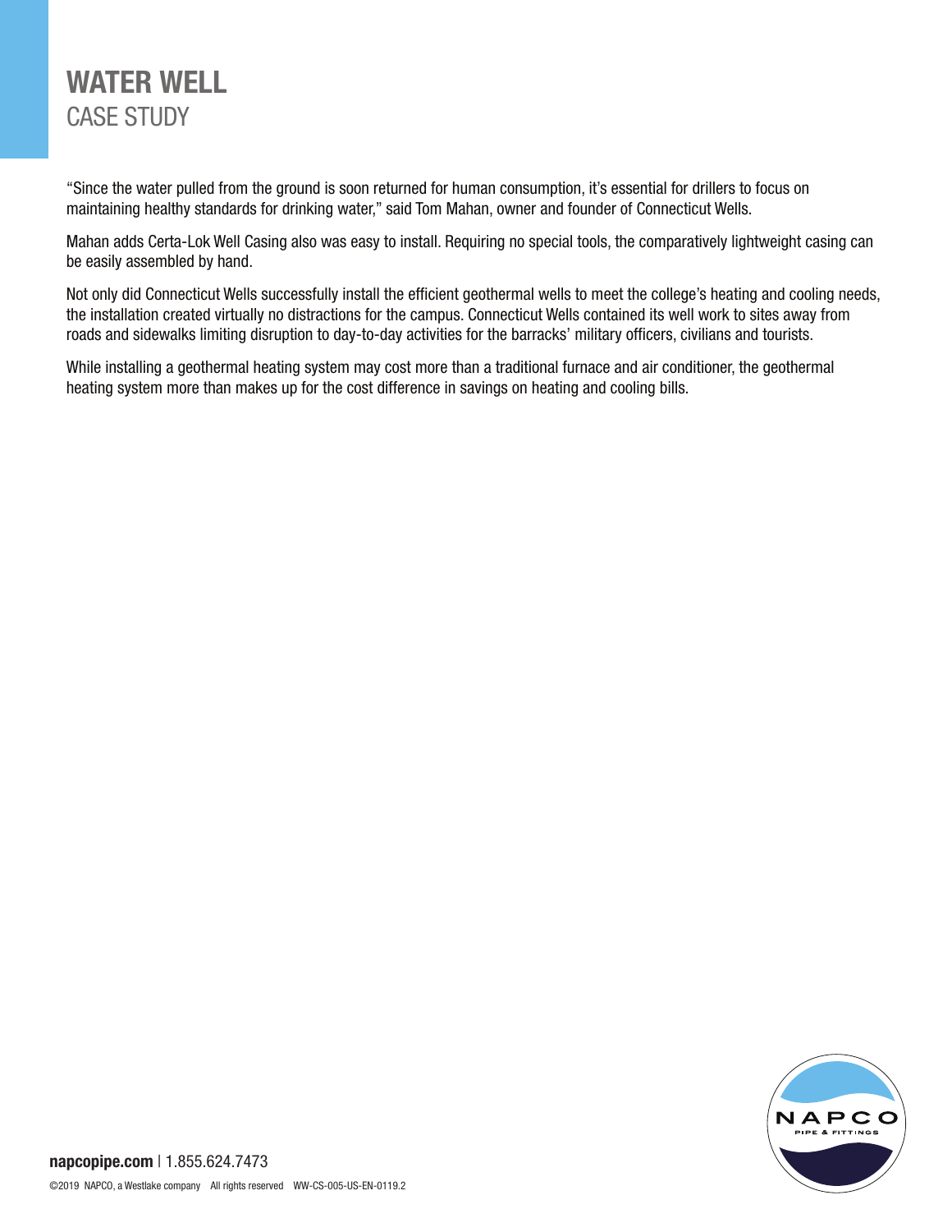# WATER WELL
CASE STUDY

"Since the water pulled from the ground is soon returned for human consumption, it's essential for drillers to focus on maintaining healthy standards for drinking water," said Tom Mahan, owner and founder of Connecticut Wells.

Mahan adds Certa-Lok Well Casing also was easy to install. Requiring no special tools, the comparatively lightweight casing can be easily assembled by hand.

Not only did Connecticut Wells successfully install the efficient geothermal wells to meet the college's heating and cooling needs, the installation created virtually no distractions for the campus. Connecticut Wells contained its well work to sites away from roads and sidewalks limiting disruption to day-to-day activities for the barracks' military officers, civilians and tourists.

While installing a geothermal heating system may cost more than a traditional furnace and air conditioner, the geothermal heating system more than makes up for the cost difference in savings on heating and cooling bills.

**napcopipe.com** | 1.855.624.7473

©2019 NAPCO, a Westlake company All rights reserved WW-CS-005-US-EN-0119.2